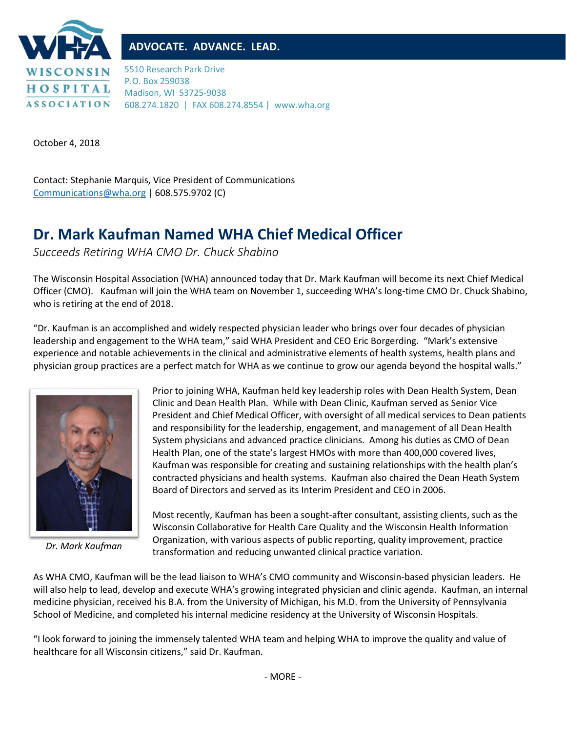ADVOCATE. ADVANCE. LEAD.

WISCONSIN HOSPITAL ASSOCIATION

5510 Research Park Drive
P.O. Box 259038
Madison, WI 53725-9038
608.274.1820 | FAX 608.274.8554 | www.wha.org

October 4, 2018

Contact: Stephanie Marquis, Vice President of Communications
Communications@wha.org | 608.575.9702 (C)

# Dr. Mark Kaufman Named WHA Chief Medical Officer

*Succeeds Retiring WHA CMO Dr. Chuck Shabino*

The Wisconsin Hospital Association (WHA) announced today that Dr. Mark Kaufman will become its next Chief Medical Officer (CMO). Kaufman will join the WHA team on November 1, succeeding WHA's long-time CMO Dr. Chuck Shabino, who is retiring at the end of 2018.

"Dr. Kaufman is an accomplished and widely respected physician leader who brings over four decades of physician leadership and engagement to the WHA team," said WHA President and CEO Eric Borgerding. "Mark's extensive experience and notable achievements in the clinical and administrative elements of health systems, health plans and physician group practices are a perfect match for WHA as we continue to grow our agenda beyond the hospital walls."

*Dr. Mark Kaufman*

Prior to joining WHA, Kaufman held key leadership roles with Dean Health System, Dean Clinic and Dean Health Plan. While with Dean Clinic, Kaufman served as Senior Vice President and Chief Medical Officer, with oversight of all medical services to Dean patients and responsibility for the leadership, engagement, and management of all Dean Health System physicians and advanced practice clinicians. Among his duties as CMO of Dean Health Plan, one of the state's largest HMOs with more than 400,000 covered lives, Kaufman was responsible for creating and sustaining relationships with the health plan's contracted physicians and health systems. Kaufman also chaired the Dean Heath System Board of Directors and served as its Interim President and CEO in 2006.

Most recently, Kaufman has been a sought-after consultant, assisting clients, such as the Wisconsin Collaborative for Health Care Quality and the Wisconsin Health Information Organization, with various aspects of public reporting, quality improvement, practice transformation and reducing unwanted clinical practice variation.

As WHA CMO, Kaufman will be the lead liaison to WHA's CMO community and Wisconsin-based physician leaders. He will also help to lead, develop and execute WHA's growing integrated physician and clinic agenda. Kaufman, an internal medicine physician, received his B.A. from the University of Michigan, his M.D. from the University of Pennsylvania School of Medicine, and completed his internal medicine residency at the University of Wisconsin Hospitals.

"I look forward to joining the immensely talented WHA team and helping WHA to improve the quality and value of healthcare for all Wisconsin citizens," said Dr. Kaufman.

- MORE -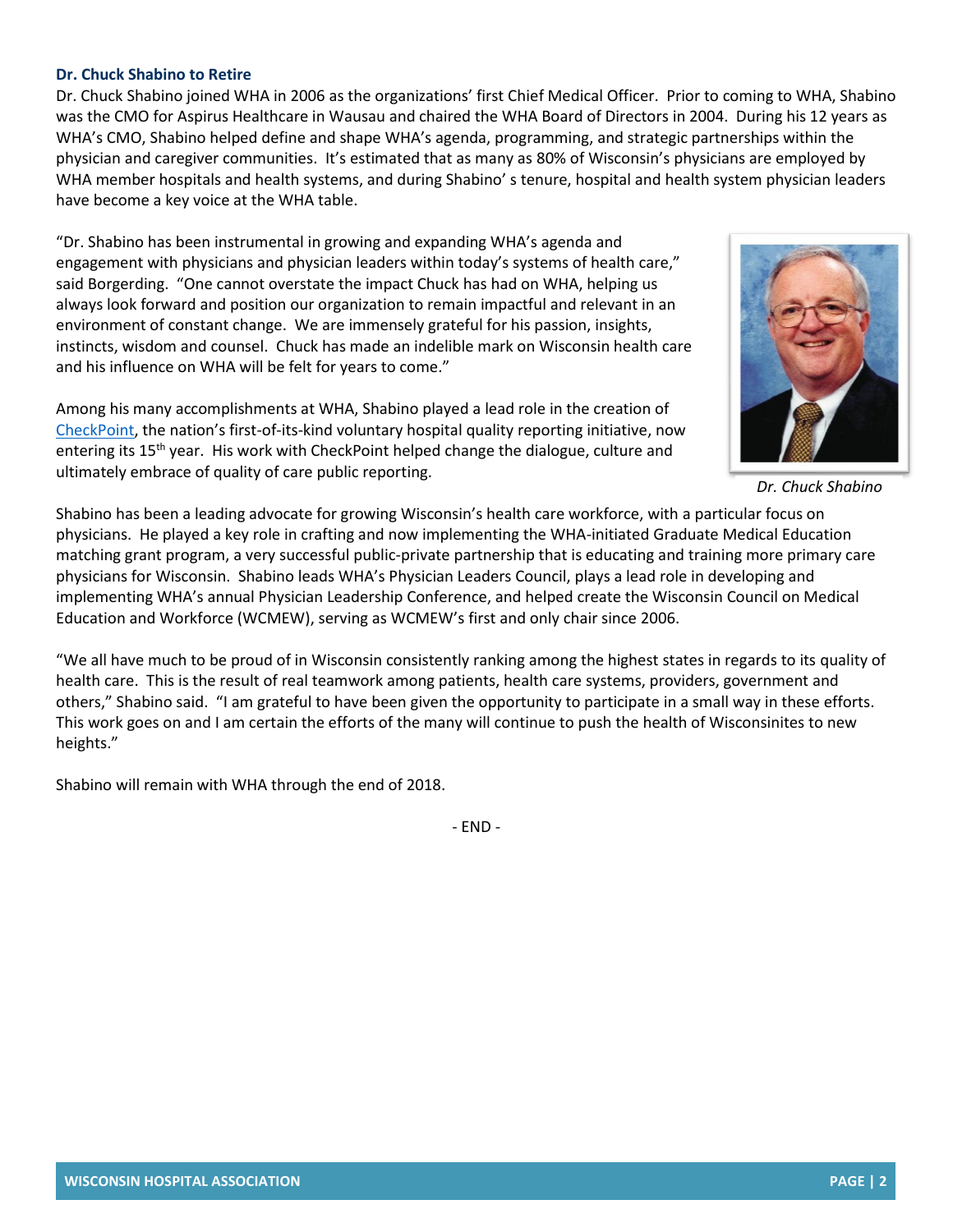### Dr. Chuck Shabino to Retire

Dr. Chuck Shabino joined WHA in 2006 as the organizations' first Chief Medical Officer. Prior to coming to WHA, Shabino was the CMO for Aspirus Healthcare in Wausau and chaired the WHA Board of Directors in 2004. During his 12 years as WHA's CMO, Shabino helped define and shape WHA's agenda, programming, and strategic partnerships within the physician and caregiver communities. It's estimated that as many as 80% of Wisconsin's physicians are employed by WHA member hospitals and health systems, and during Shabino' s tenure, hospital and health system physician leaders have become a key voice at the WHA table.

"Dr. Shabino has been instrumental in growing and expanding WHA's agenda and engagement with physicians and physician leaders within today's systems of health care," said Borgerding. "One cannot overstate the impact Chuck has had on WHA, helping us always look forward and position our organization to remain impactful and relevant in an environment of constant change. We are immensely grateful for his passion, insights, instincts, wisdom and counsel. Chuck has made an indelible mark on Wisconsin health care and his influence on WHA will be felt for years to come."

*Dr. Chuck Shabino*

Among his many accomplishments at WHA, Shabino played a lead role in the creation of CheckPoint, the nation's first-of-its-kind voluntary hospital quality reporting initiative, now entering its 15th year. His work with CheckPoint helped change the dialogue, culture and ultimately embrace of quality of care public reporting.

Shabino has been a leading advocate for growing Wisconsin's health care workforce, with a particular focus on physicians. He played a key role in crafting and now implementing the WHA-initiated Graduate Medical Education matching grant program, a very successful public-private partnership that is educating and training more primary care physicians for Wisconsin. Shabino leads WHA's Physician Leaders Council, plays a lead role in developing and implementing WHA's annual Physician Leadership Conference, and helped create the Wisconsin Council on Medical Education and Workforce (WCMEW), serving as WCMEW's first and only chair since 2006.

"We all have much to be proud of in Wisconsin consistently ranking among the highest states in regards to its quality of health care. This is the result of real teamwork among patients, health care systems, providers, government and others," Shabino said. "I am grateful to have been given the opportunity to participate in a small way in these efforts. This work goes on and I am certain the efforts of the many will continue to push the health of Wisconsinites to new heights."

Shabino will remain with WHA through the end of 2018.

- END -